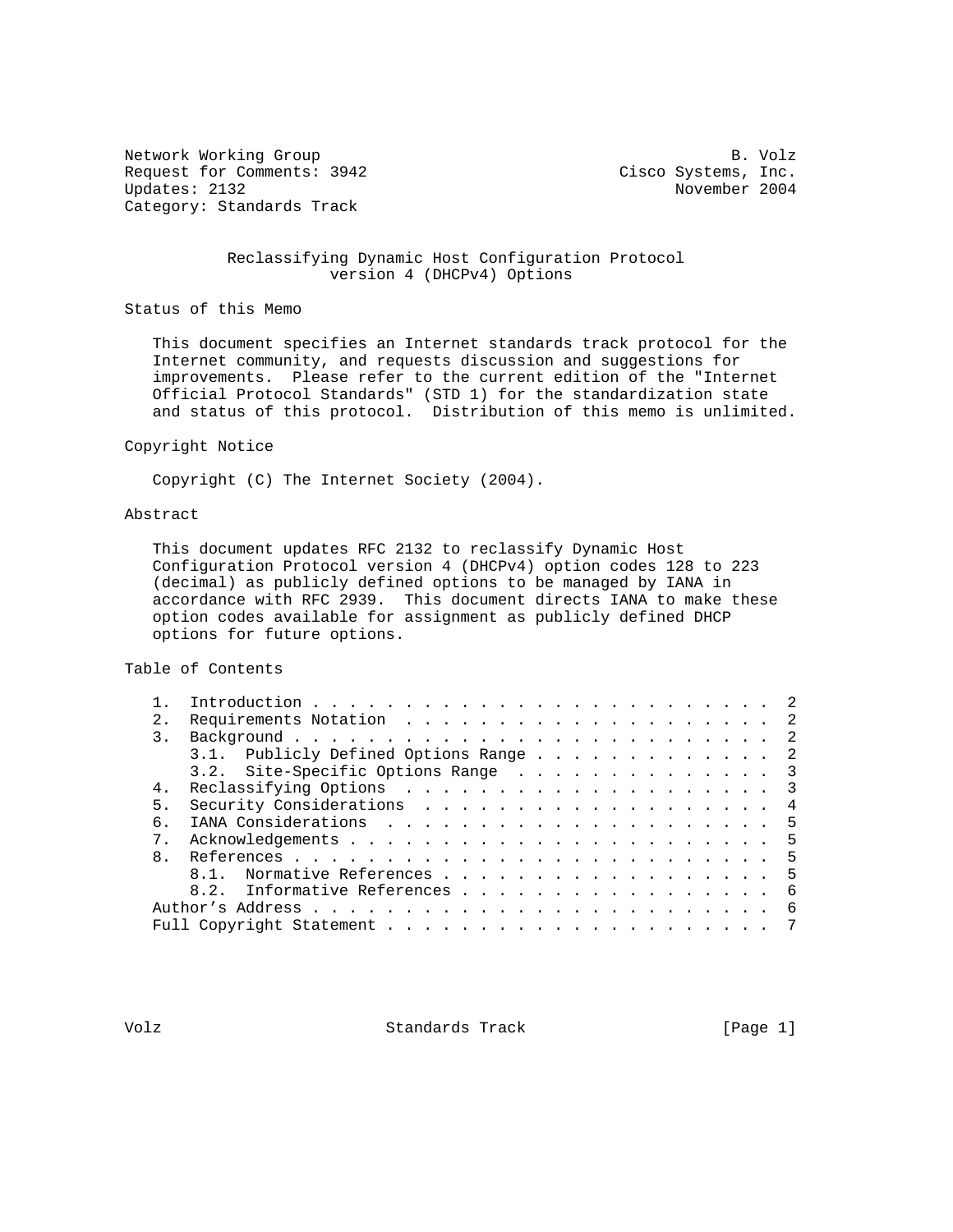Network Working Group B. Volz
Request for Comments: 3942 Cisco Systems, Inc.
Updates: 2132 November 2004
Category: Standards Track

# Reclassifying Dynamic Host Configuration Protocol version 4 (DHCPv4) Options

## Status of this Memo

This document specifies an Internet standards track protocol for the Internet community, and requests discussion and suggestions for improvements. Please refer to the current edition of the "Internet Official Protocol Standards" (STD 1) for the standardization state and status of this protocol. Distribution of this memo is unlimited.

## Copyright Notice

Copyright (C) The Internet Society (2004).

## Abstract

This document updates RFC 2132 to reclassify Dynamic Host Configuration Protocol version 4 (DHCPv4) option codes 128 to 223 (decimal) as publicly defined options to be managed by IANA in accordance with RFC 2939. This document directs IANA to make these option codes available for assignment as publicly defined DHCP options for future options.

## Table of Contents

```
   1.  Introduction . . . . . . . . . . . . . . . . . . . . . . . . .  2
   2.  Requirements Notation  . . . . . . . . . . . . . . . . . . . .  2
   3.  Background . . . . . . . . . . . . . . . . . . . . . . . . . .  2
       3.1.  Publicly Defined Options Range . . . . . . . . . . . . .  2
       3.2.  Site-Specific Options Range  . . . . . . . . . . . . . .  3
   4.  Reclassifying Options  . . . . . . . . . . . . . . . . . . . .  3
   5.  Security Considerations  . . . . . . . . . . . . . . . . . . .  4
   6.  IANA Considerations  . . . . . . . . . . . . . . . . . . . . .  5
   7.  Acknowledgements . . . . . . . . . . . . . . . . . . . . . . .  5
   8.  References . . . . . . . . . . . . . . . . . . . . . . . . . .  5
       8.1.  Normative References . . . . . . . . . . . . . . . . . .  5
       8.2.  Informative References . . . . . . . . . . . . . . . . .  6
   Author's Address . . . . . . . . . . . . . . . . . . . . . . . . .  6
   Full Copyright Statement . . . . . . . . . . . . . . . . . . . . .  7
```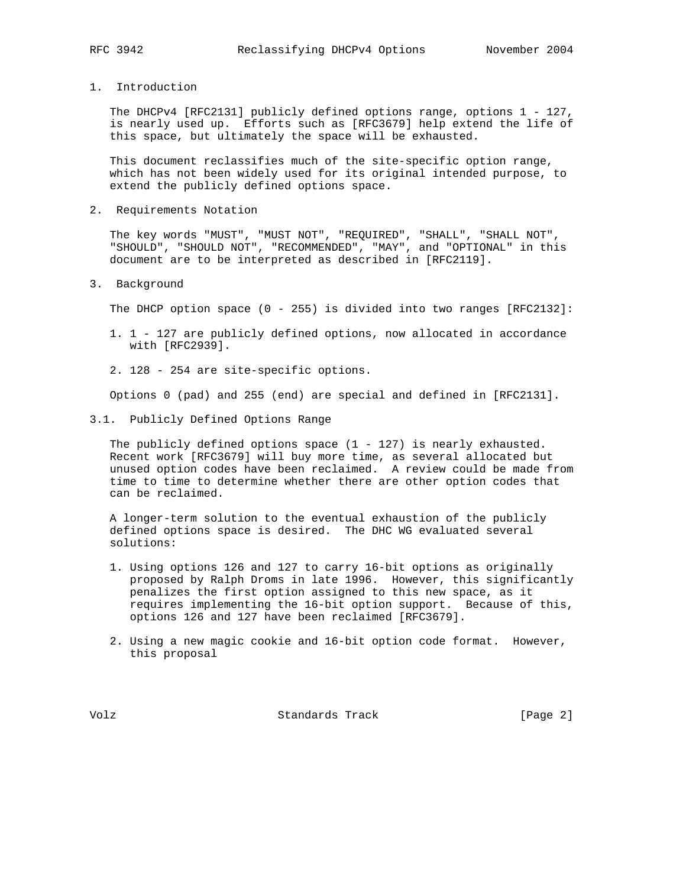## 1. Introduction

The DHCPv4 [RFC2131] publicly defined options range, options 1 - 127, is nearly used up. Efforts such as [RFC3679] help extend the life of this space, but ultimately the space will be exhausted.

This document reclassifies much of the site-specific option range, which has not been widely used for its original intended purpose, to extend the publicly defined options space.

## 2. Requirements Notation

The key words "MUST", "MUST NOT", "REQUIRED", "SHALL", "SHALL NOT", "SHOULD", "SHOULD NOT", "RECOMMENDED", "MAY", and "OPTIONAL" in this document are to be interpreted as described in [RFC2119].

## 3. Background

The DHCP option space (0 - 255) is divided into two ranges [RFC2132]:

1. 1 - 127 are publicly defined options, now allocated in accordance with [RFC2939].

2. 128 - 254 are site-specific options.

Options 0 (pad) and 255 (end) are special and defined in [RFC2131].

### 3.1. Publicly Defined Options Range

The publicly defined options space (1 - 127) is nearly exhausted. Recent work [RFC3679] will buy more time, as several allocated but unused option codes have been reclaimed. A review could be made from time to time to determine whether there are other option codes that can be reclaimed.

A longer-term solution to the eventual exhaustion of the publicly defined options space is desired. The DHC WG evaluated several solutions:

1. Using options 126 and 127 to carry 16-bit options as originally proposed by Ralph Droms in late 1996. However, this significantly penalizes the first option assigned to this new space, as it requires implementing the 16-bit option support. Because of this, options 126 and 127 have been reclaimed [RFC3679].

2. Using a new magic cookie and 16-bit option code format. However, this proposal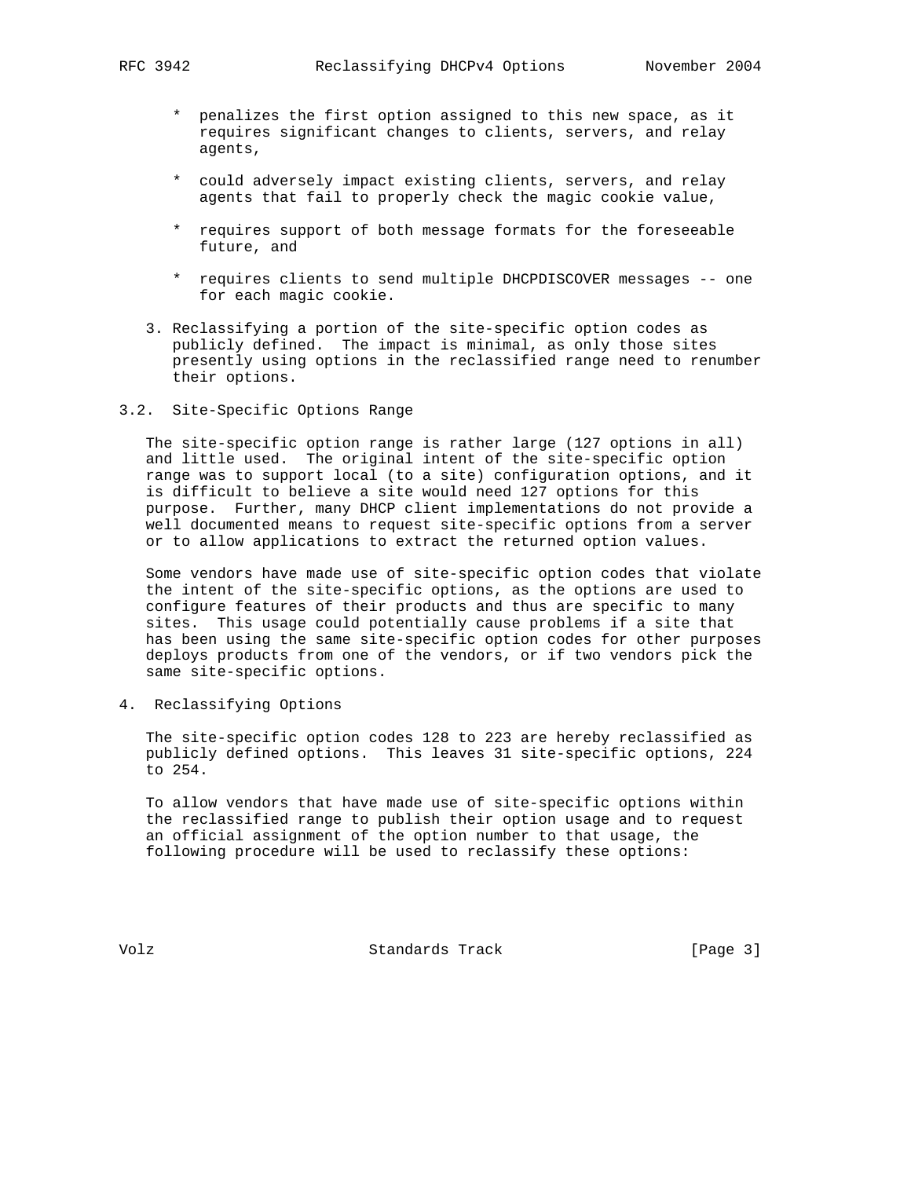* penalizes the first option assigned to this new space, as it requires significant changes to clients, servers, and relay agents,

* could adversely impact existing clients, servers, and relay agents that fail to properly check the magic cookie value,

* requires support of both message formats for the foreseeable future, and

* requires clients to send multiple DHCPDISCOVER messages -- one for each magic cookie.

3. Reclassifying a portion of the site-specific option codes as publicly defined. The impact is minimal, as only those sites presently using options in the reclassified range need to renumber their options.

### 3.2. Site-Specific Options Range

The site-specific option range is rather large (127 options in all) and little used. The original intent of the site-specific option range was to support local (to a site) configuration options, and it is difficult to believe a site would need 127 options for this purpose. Further, many DHCP client implementations do not provide a well documented means to request site-specific options from a server or to allow applications to extract the returned option values.

Some vendors have made use of site-specific option codes that violate the intent of the site-specific options, as the options are used to configure features of their products and thus are specific to many sites. This usage could potentially cause problems if a site that has been using the same site-specific option codes for other purposes deploys products from one of the vendors, or if two vendors pick the same site-specific options.

## 4. Reclassifying Options

The site-specific option codes 128 to 223 are hereby reclassified as publicly defined options. This leaves 31 site-specific options, 224 to 254.

To allow vendors that have made use of site-specific options within the reclassified range to publish their option usage and to request an official assignment of the option number to that usage, the following procedure will be used to reclassify these options: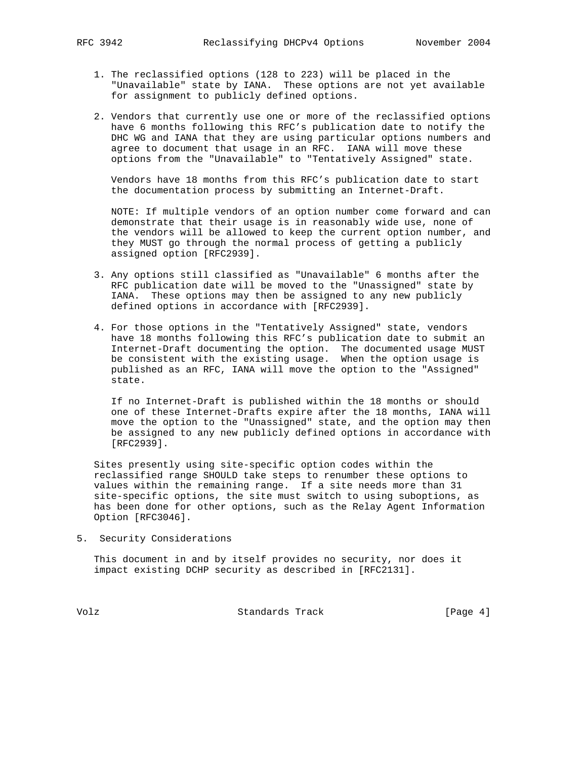1. The reclassified options (128 to 223) will be placed in the "Unavailable" state by IANA. These options are not yet available for assignment to publicly defined options.

2. Vendors that currently use one or more of the reclassified options have 6 months following this RFC's publication date to notify the DHC WG and IANA that they are using particular options numbers and agree to document that usage in an RFC. IANA will move these options from the "Unavailable" to "Tentatively Assigned" state.

   Vendors have 18 months from this RFC's publication date to start the documentation process by submitting an Internet-Draft.

   NOTE: If multiple vendors of an option number come forward and can demonstrate that their usage is in reasonably wide use, none of the vendors will be allowed to keep the current option number, and they MUST go through the normal process of getting a publicly assigned option [RFC2939].

3. Any options still classified as "Unavailable" 6 months after the RFC publication date will be moved to the "Unassigned" state by IANA. These options may then be assigned to any new publicly defined options in accordance with [RFC2939].

4. For those options in the "Tentatively Assigned" state, vendors have 18 months following this RFC's publication date to submit an Internet-Draft documenting the option. The documented usage MUST be consistent with the existing usage. When the option usage is published as an RFC, IANA will move the option to the "Assigned" state.

   If no Internet-Draft is published within the 18 months or should one of these Internet-Drafts expire after the 18 months, IANA will move the option to the "Unassigned" state, and the option may then be assigned to any new publicly defined options in accordance with [RFC2939].

Sites presently using site-specific option codes within the reclassified range SHOULD take steps to renumber these options to values within the remaining range. If a site needs more than 31 site-specific options, the site must switch to using suboptions, as has been done for other options, such as the Relay Agent Information Option [RFC3046].

## 5. Security Considerations

This document in and by itself provides no security, nor does it impact existing DCHP security as described in [RFC2131].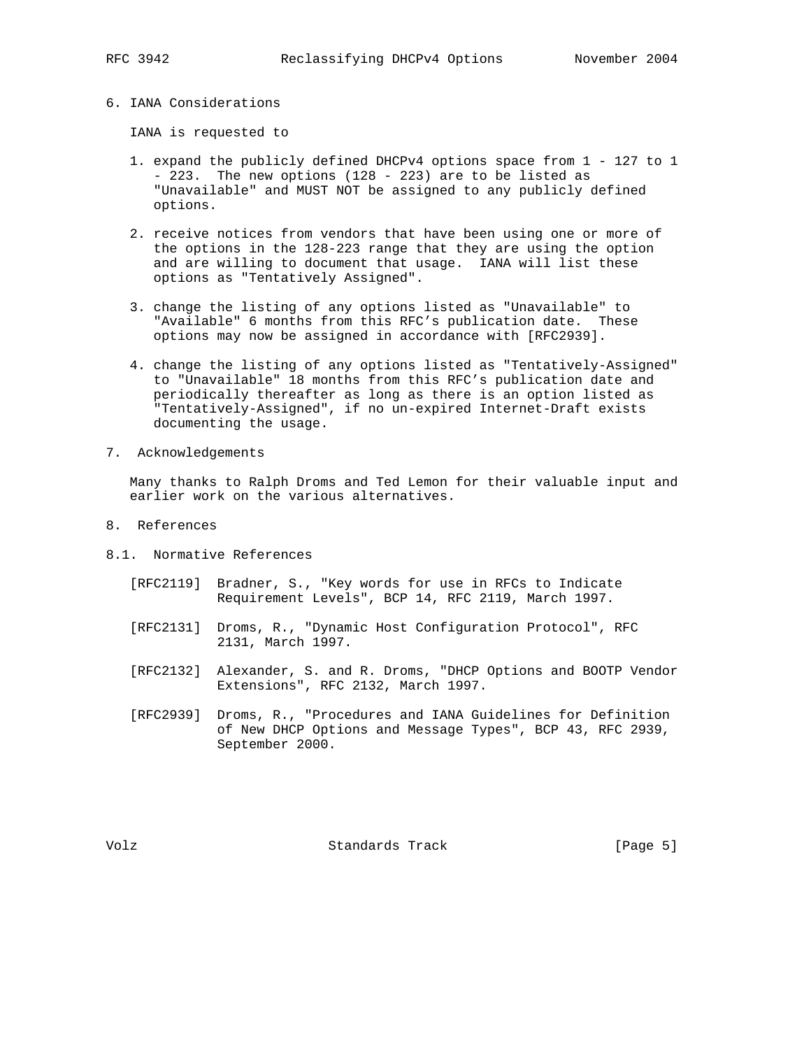## 6. IANA Considerations

IANA is requested to

1. expand the publicly defined DHCPv4 options space from 1 - 127 to 1 - 223. The new options (128 - 223) are to be listed as "Unavailable" and MUST NOT be assigned to any publicly defined options.

2. receive notices from vendors that have been using one or more of the options in the 128-223 range that they are using the option and are willing to document that usage. IANA will list these options as "Tentatively Assigned".

3. change the listing of any options listed as "Unavailable" to "Available" 6 months from this RFC's publication date. These options may now be assigned in accordance with [RFC2939].

4. change the listing of any options listed as "Tentatively-Assigned" to "Unavailable" 18 months from this RFC's publication date and periodically thereafter as long as there is an option listed as "Tentatively-Assigned", if no un-expired Internet-Draft exists documenting the usage.

## 7. Acknowledgements

Many thanks to Ralph Droms and Ted Lemon for their valuable input and earlier work on the various alternatives.

## 8. References

### 8.1. Normative References

[RFC2119] Bradner, S., "Key words for use in RFCs to Indicate Requirement Levels", BCP 14, RFC 2119, March 1997.

[RFC2131] Droms, R., "Dynamic Host Configuration Protocol", RFC 2131, March 1997.

[RFC2132] Alexander, S. and R. Droms, "DHCP Options and BOOTP Vendor Extensions", RFC 2132, March 1997.

[RFC2939] Droms, R., "Procedures and IANA Guidelines for Definition of New DHCP Options and Message Types", BCP 43, RFC 2939, September 2000.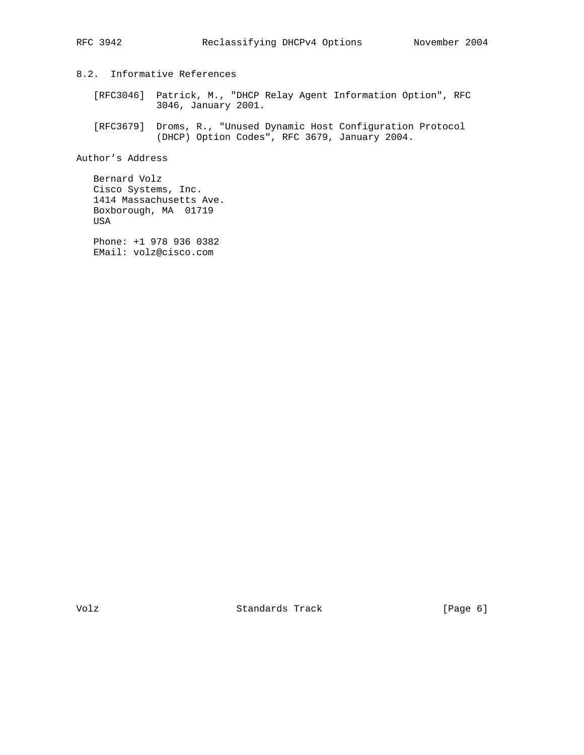### 8.2. Informative References

[RFC3046] Patrick, M., "DHCP Relay Agent Information Option", RFC 3046, January 2001.

[RFC3679] Droms, R., "Unused Dynamic Host Configuration Protocol (DHCP) Option Codes", RFC 3679, January 2004.

## Author's Address

Bernard Volz
Cisco Systems, Inc.
1414 Massachusetts Ave.
Boxborough, MA 01719
USA

Phone: +1 978 936 0382
EMail: volz@cisco.com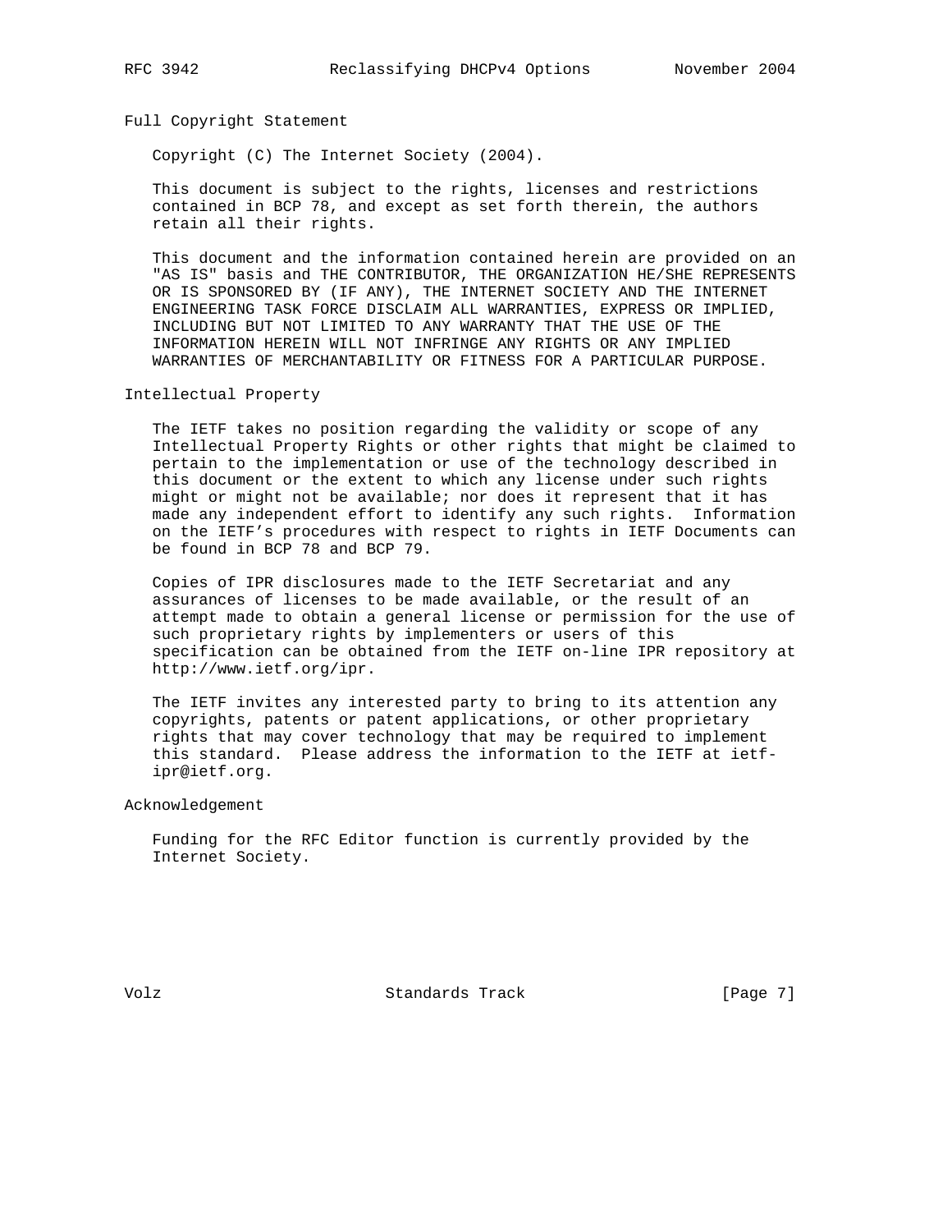## Full Copyright Statement

Copyright (C) The Internet Society (2004).

This document is subject to the rights, licenses and restrictions contained in BCP 78, and except as set forth therein, the authors retain all their rights.

This document and the information contained herein are provided on an "AS IS" basis and THE CONTRIBUTOR, THE ORGANIZATION HE/SHE REPRESENTS OR IS SPONSORED BY (IF ANY), THE INTERNET SOCIETY AND THE INTERNET ENGINEERING TASK FORCE DISCLAIM ALL WARRANTIES, EXPRESS OR IMPLIED, INCLUDING BUT NOT LIMITED TO ANY WARRANTY THAT THE USE OF THE INFORMATION HEREIN WILL NOT INFRINGE ANY RIGHTS OR ANY IMPLIED WARRANTIES OF MERCHANTABILITY OR FITNESS FOR A PARTICULAR PURPOSE.

## Intellectual Property

The IETF takes no position regarding the validity or scope of any Intellectual Property Rights or other rights that might be claimed to pertain to the implementation or use of the technology described in this document or the extent to which any license under such rights might or might not be available; nor does it represent that it has made any independent effort to identify any such rights. Information on the IETF's procedures with respect to rights in IETF Documents can be found in BCP 78 and BCP 79.

Copies of IPR disclosures made to the IETF Secretariat and any assurances of licenses to be made available, or the result of an attempt made to obtain a general license or permission for the use of such proprietary rights by implementers or users of this specification can be obtained from the IETF on-line IPR repository at http://www.ietf.org/ipr.

The IETF invites any interested party to bring to its attention any copyrights, patents or patent applications, or other proprietary rights that may cover technology that may be required to implement this standard. Please address the information to the IETF at ietf-ipr@ietf.org.

## Acknowledgement

Funding for the RFC Editor function is currently provided by the Internet Society.